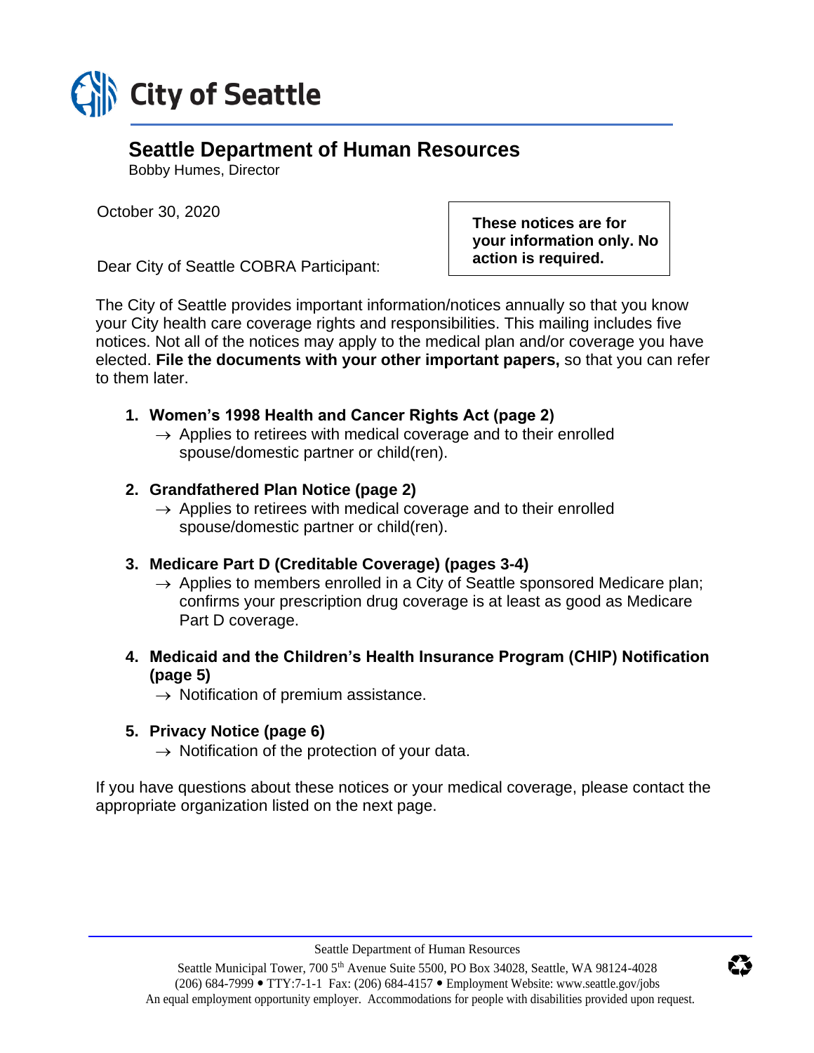# City of Seattle

## Seattle Department of Human Resources

Bobby Humes, Director

October 30, 2020

**These notices are for your information only. No action is required.**

Dear City of Seattle COBRA Participant:

The City of Seattle provides important information/notices annually so that you know your City health care coverage rights and responsibilities. This mailing includes five notices. Not all of the notices may apply to the medical plan and/or coverage you have elected. **File the documents with your other important papers,** so that you can refer to them later.

1. **Women's 1998 Health and Cancer Rights Act (page 2)**
   → Applies to retirees with medical coverage and to their enrolled spouse/domestic partner or child(ren).

2. **Grandfathered Plan Notice (page 2)**
   → Applies to retirees with medical coverage and to their enrolled spouse/domestic partner or child(ren).

3. **Medicare Part D (Creditable Coverage) (pages 3-4)**
   → Applies to members enrolled in a City of Seattle sponsored Medicare plan; confirms your prescription drug coverage is at least as good as Medicare Part D coverage.

4. **Medicaid and the Children's Health Insurance Program (CHIP) Notification (page 5)**
   → Notification of premium assistance.

5. **Privacy Notice (page 6)**
   → Notification of the protection of your data.

If you have questions about these notices or your medical coverage, please contact the appropriate organization listed on the next page.

Seattle Department of Human Resources
Seattle Municipal Tower, 700 5th Avenue Suite 5500, PO Box 34028, Seattle, WA 98124-4028
(206) 684-7999 • TTY:7-1-1 Fax: (206) 684-4157 • Employment Website: www.seattle.gov/jobs
An equal employment opportunity employer. Accommodations for people with disabilities provided upon request.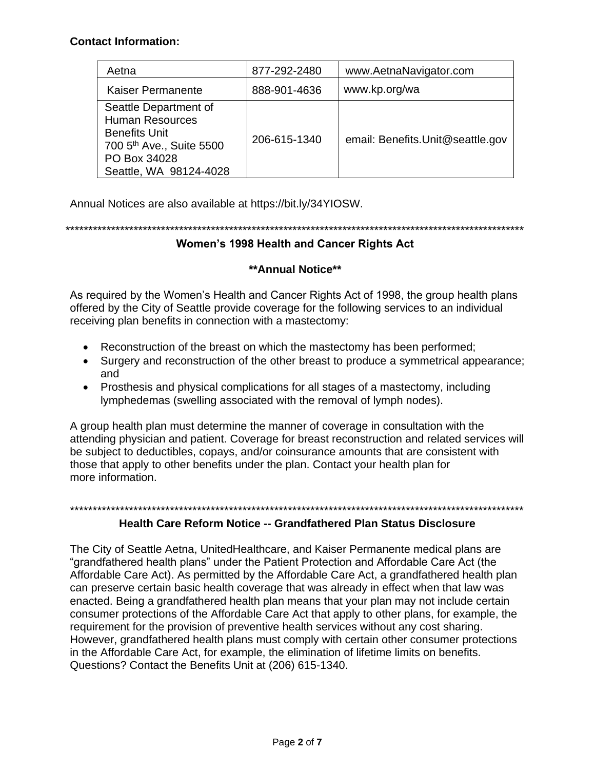**Contact Information:**

| Aetna | 877-292-2480 | www.AetnaNavigator.com |
|---|---|---|
| Kaiser Permanente | 888-901-4636 | www.kp.org/wa |
| Seattle Department of Human Resources Benefits Unit 700 5th Ave., Suite 5500 PO Box 34028 Seattle, WA 98124-4028 | 206-615-1340 | email: Benefits.Unit@seattle.gov |

Annual Notices are also available at https://bit.ly/34YIOSW.

*******************************************************************************************************

## Women's 1998 Health and Cancer Rights Act

**\*\*Annual Notice\*\***

As required by the Women's Health and Cancer Rights Act of 1998, the group health plans offered by the City of Seattle provide coverage for the following services to an individual receiving plan benefits in connection with a mastectomy:

- Reconstruction of the breast on which the mastectomy has been performed;
- Surgery and reconstruction of the other breast to produce a symmetrical appearance; and
- Prosthesis and physical complications for all stages of a mastectomy, including lymphedemas (swelling associated with the removal of lymph nodes).

A group health plan must determine the manner of coverage in consultation with the attending physician and patient. Coverage for breast reconstruction and related services will be subject to deductibles, copays, and/or coinsurance amounts that are consistent with those that apply to other benefits under the plan. Contact your health plan for more information.

*******************************************************************************************************

## Health Care Reform Notice -- Grandfathered Plan Status Disclosure

The City of Seattle Aetna, UnitedHealthcare, and Kaiser Permanente medical plans are "grandfathered health plans" under the Patient Protection and Affordable Care Act (the Affordable Care Act). As permitted by the Affordable Care Act, a grandfathered health plan can preserve certain basic health coverage that was already in effect when that law was enacted. Being a grandfathered health plan means that your plan may not include certain consumer protections of the Affordable Care Act that apply to other plans, for example, the requirement for the provision of preventive health services without any cost sharing. However, grandfathered health plans must comply with certain other consumer protections in the Affordable Care Act, for example, the elimination of lifetime limits on benefits. Questions? Contact the Benefits Unit at (206) 615-1340.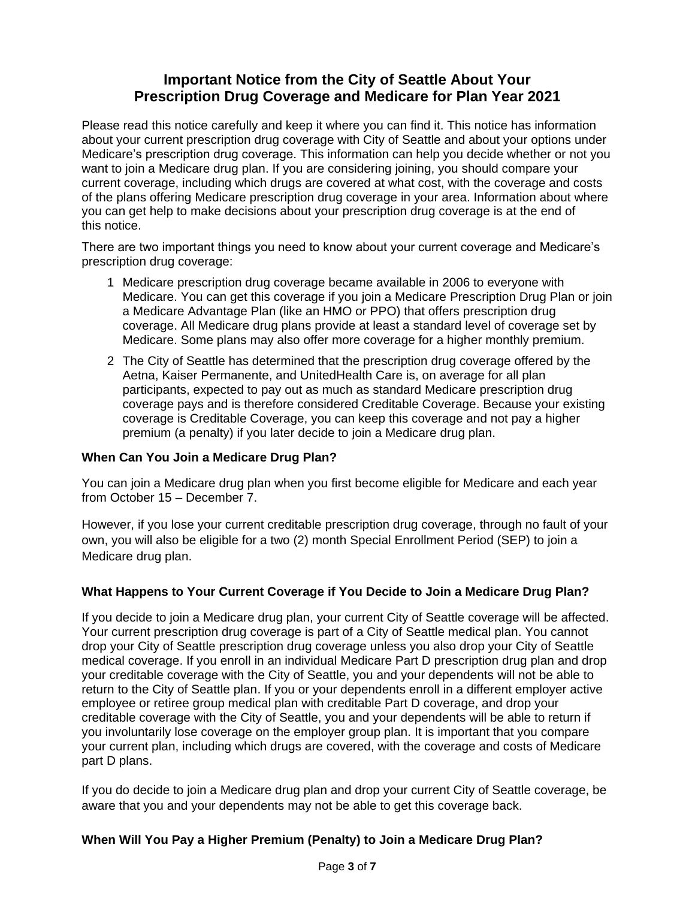# Important Notice from the City of Seattle About Your Prescription Drug Coverage and Medicare for Plan Year 2021

Please read this notice carefully and keep it where you can find it. This notice has information about your current prescription drug coverage with City of Seattle and about your options under Medicare's prescription drug coverage. This information can help you decide whether or not you want to join a Medicare drug plan. If you are considering joining, you should compare your current coverage, including which drugs are covered at what cost, with the coverage and costs of the plans offering Medicare prescription drug coverage in your area. Information about where you can get help to make decisions about your prescription drug coverage is at the end of this notice.

There are two important things you need to know about your current coverage and Medicare's prescription drug coverage:

1. Medicare prescription drug coverage became available in 2006 to everyone with Medicare. You can get this coverage if you join a Medicare Prescription Drug Plan or join a Medicare Advantage Plan (like an HMO or PPO) that offers prescription drug coverage. All Medicare drug plans provide at least a standard level of coverage set by Medicare. Some plans may also offer more coverage for a higher monthly premium.
2. The City of Seattle has determined that the prescription drug coverage offered by the Aetna, Kaiser Permanente, and UnitedHealth Care is, on average for all plan participants, expected to pay out as much as standard Medicare prescription drug coverage pays and is therefore considered Creditable Coverage. Because your existing coverage is Creditable Coverage, you can keep this coverage and not pay a higher premium (a penalty) if you later decide to join a Medicare drug plan.

### When Can You Join a Medicare Drug Plan?

You can join a Medicare drug plan when you first become eligible for Medicare and each year from October 15 – December 7.

However, if you lose your current creditable prescription drug coverage, through no fault of your own, you will also be eligible for a two (2) month Special Enrollment Period (SEP) to join a Medicare drug plan.

### What Happens to Your Current Coverage if You Decide to Join a Medicare Drug Plan?

If you decide to join a Medicare drug plan, your current City of Seattle coverage will be affected. Your current prescription drug coverage is part of a City of Seattle medical plan. You cannot drop your City of Seattle prescription drug coverage unless you also drop your City of Seattle medical coverage. If you enroll in an individual Medicare Part D prescription drug plan and drop your creditable coverage with the City of Seattle, you and your dependents will not be able to return to the City of Seattle plan. If you or your dependents enroll in a different employer active employee or retiree group medical plan with creditable Part D coverage, and drop your creditable coverage with the City of Seattle, you and your dependents will be able to return if you involuntarily lose coverage on the employer group plan. It is important that you compare your current plan, including which drugs are covered, with the coverage and costs of Medicare part D plans.

If you do decide to join a Medicare drug plan and drop your current City of Seattle coverage, be aware that you and your dependents may not be able to get this coverage back.

### When Will You Pay a Higher Premium (Penalty) to Join a Medicare Drug Plan?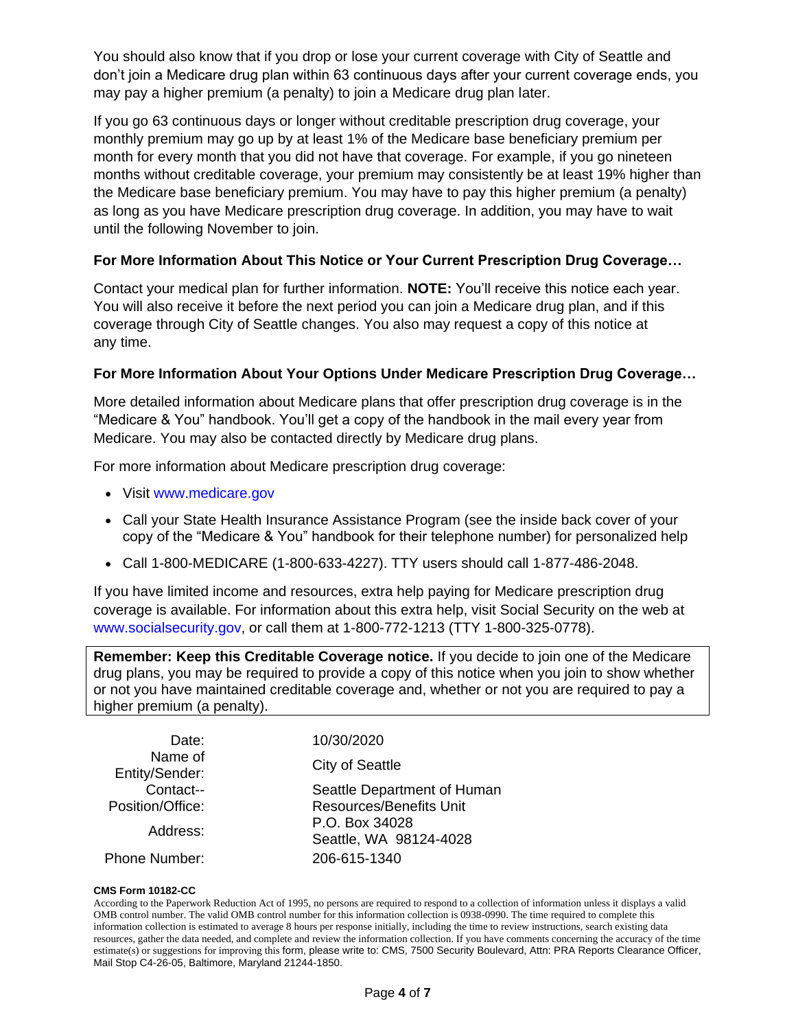You should also know that if you drop or lose your current coverage with City of Seattle and don't join a Medicare drug plan within 63 continuous days after your current coverage ends, you may pay a higher premium (a penalty) to join a Medicare drug plan later.

If you go 63 continuous days or longer without creditable prescription drug coverage, your monthly premium may go up by at least 1% of the Medicare base beneficiary premium per month for every month that you did not have that coverage. For example, if you go nineteen months without creditable coverage, your premium may consistently be at least 19% higher than the Medicare base beneficiary premium. You may have to pay this higher premium (a penalty) as long as you have Medicare prescription drug coverage. In addition, you may have to wait until the following November to join.

**For More Information About This Notice or Your Current Prescription Drug Coverage…**

Contact your medical plan for further information. **NOTE:** You'll receive this notice each year. You will also receive it before the next period you can join a Medicare drug plan, and if this coverage through City of Seattle changes. You also may request a copy of this notice at any time.

**For More Information About Your Options Under Medicare Prescription Drug Coverage…**

More detailed information about Medicare plans that offer prescription drug coverage is in the "Medicare & You" handbook. You'll get a copy of the handbook in the mail every year from Medicare. You may also be contacted directly by Medicare drug plans.

For more information about Medicare prescription drug coverage:

- Visit www.medicare.gov
- Call your State Health Insurance Assistance Program (see the inside back cover of your copy of the "Medicare & You" handbook for their telephone number) for personalized help
- Call 1-800-MEDICARE (1-800-633-4227). TTY users should call 1-877-486-2048.

If you have limited income and resources, extra help paying for Medicare prescription drug coverage is available. For information about this extra help, visit Social Security on the web at www.socialsecurity.gov, or call them at 1-800-772-1213 (TTY 1-800-325-0778).

**Remember: Keep this Creditable Coverage notice.** If you decide to join one of the Medicare drug plans, you may be required to provide a copy of this notice when you join to show whether or not you have maintained creditable coverage and, whether or not you are required to pay a higher premium (a penalty).

| | |
|---|---|
| Date: | 10/30/2020 |
| Name of Entity/Sender: | City of Seattle |
| Contact--Position/Office: | Seattle Department of Human Resources/Benefits Unit |
| Address: | P.O. Box 34028<br>Seattle, WA 98124-4028 |
| Phone Number: | 206-615-1340 |

**CMS Form 10182-CC**

According to the Paperwork Reduction Act of 1995, no persons are required to respond to a collection of information unless it displays a valid OMB control number. The valid OMB control number for this information collection is 0938-0990. The time required to complete this information collection is estimated to average 8 hours per response initially, including the time to review instructions, search existing data resources, gather the data needed, and complete and review the information collection. If you have comments concerning the accuracy of the time estimate(s) or suggestions for improving this form, please write to: CMS, 7500 Security Boulevard, Attn: PRA Reports Clearance Officer, Mail Stop C4-26-05, Baltimore, Maryland 21244-1850.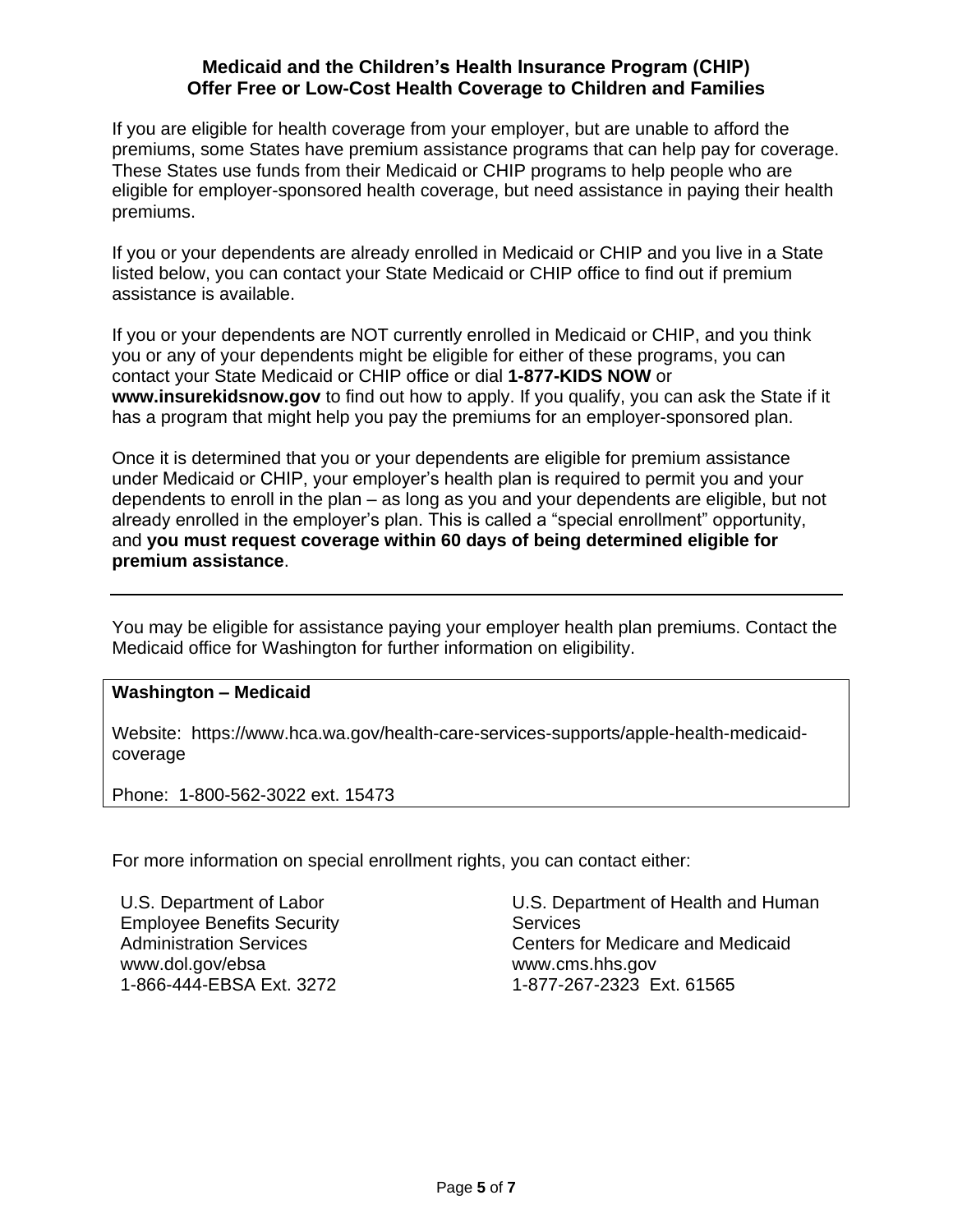**Medicaid and the Children's Health Insurance Program (CHIP)**
**Offer Free or Low-Cost Health Coverage to Children and Families**

If you are eligible for health coverage from your employer, but are unable to afford the premiums, some States have premium assistance programs that can help pay for coverage. These States use funds from their Medicaid or CHIP programs to help people who are eligible for employer-sponsored health coverage, but need assistance in paying their health premiums.

If you or your dependents are already enrolled in Medicaid or CHIP and you live in a State listed below, you can contact your State Medicaid or CHIP office to find out if premium assistance is available.

If you or your dependents are NOT currently enrolled in Medicaid or CHIP, and you think you or any of your dependents might be eligible for either of these programs, you can contact your State Medicaid or CHIP office or dial **1-877-KIDS NOW** or **www.insurekidsnow.gov** to find out how to apply. If you qualify, you can ask the State if it has a program that might help you pay the premiums for an employer-sponsored plan.

Once it is determined that you or your dependents are eligible for premium assistance under Medicaid or CHIP, your employer's health plan is required to permit you and your dependents to enroll in the plan – as long as you and your dependents are eligible, but not already enrolled in the employer's plan. This is called a "special enrollment" opportunity, and **you must request coverage within 60 days of being determined eligible for premium assistance**.

---

You may be eligible for assistance paying your employer health plan premiums. Contact the Medicaid office for Washington for further information on eligibility.

**Washington – Medicaid**

Website: https://www.hca.wa.gov/health-care-services-supports/apple-health-medicaid-coverage

Phone: 1-800-562-3022 ext. 15473

For more information on special enrollment rights, you can contact either:

U.S. Department of Labor
Employee Benefits Security Administration Services
www.dol.gov/ebsa
1-866-444-EBSA Ext. 3272

U.S. Department of Health and Human Services
Centers for Medicare and Medicaid
www.cms.hhs.gov
1-877-267-2323 Ext. 61565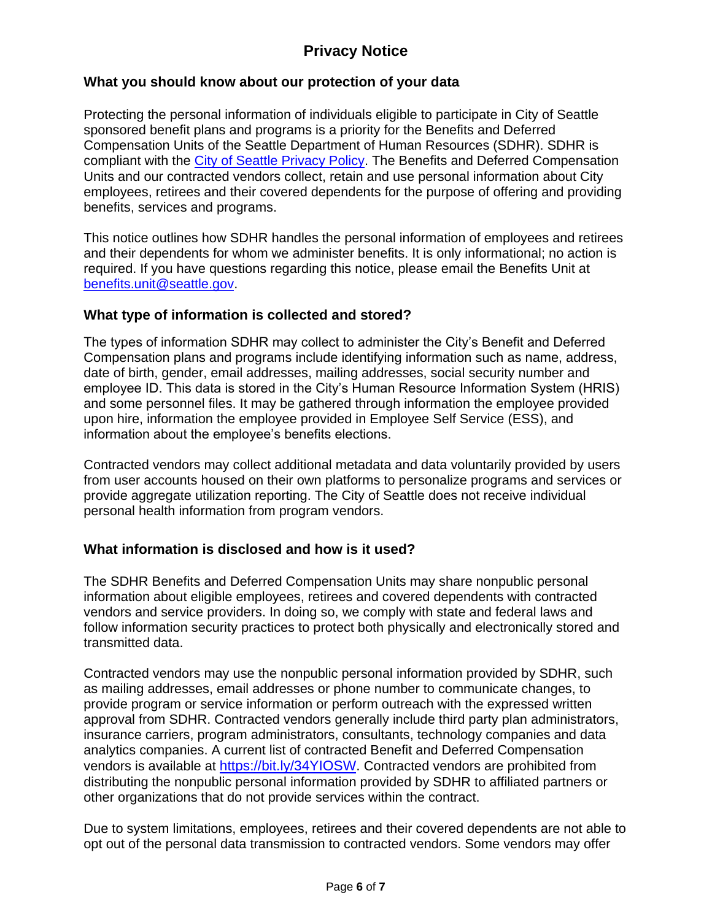# Privacy Notice

## What you should know about our protection of your data

Protecting the personal information of individuals eligible to participate in City of Seattle sponsored benefit plans and programs is a priority for the Benefits and Deferred Compensation Units of the Seattle Department of Human Resources (SDHR). SDHR is compliant with the [City of Seattle Privacy Policy](). The Benefits and Deferred Compensation Units and our contracted vendors collect, retain and use personal information about City employees, retirees and their covered dependents for the purpose of offering and providing benefits, services and programs.

This notice outlines how SDHR handles the personal information of employees and retirees and their dependents for whom we administer benefits. It is only informational; no action is required. If you have questions regarding this notice, please email the Benefits Unit at [benefits.unit@seattle.gov](mailto:benefits.unit@seattle.gov).

## What type of information is collected and stored?

The types of information SDHR may collect to administer the City's Benefit and Deferred Compensation plans and programs include identifying information such as name, address, date of birth, gender, email addresses, mailing addresses, social security number and employee ID. This data is stored in the City's Human Resource Information System (HRIS) and some personnel files. It may be gathered through information the employee provided upon hire, information the employee provided in Employee Self Service (ESS), and information about the employee's benefits elections.

Contracted vendors may collect additional metadata and data voluntarily provided by users from user accounts housed on their own platforms to personalize programs and services or provide aggregate utilization reporting. The City of Seattle does not receive individual personal health information from program vendors.

## What information is disclosed and how is it used?

The SDHR Benefits and Deferred Compensation Units may share nonpublic personal information about eligible employees, retirees and covered dependents with contracted vendors and service providers. In doing so, we comply with state and federal laws and follow information security practices to protect both physically and electronically stored and transmitted data.

Contracted vendors may use the nonpublic personal information provided by SDHR, such as mailing addresses, email addresses or phone number to communicate changes, to provide program or service information or perform outreach with the expressed written approval from SDHR. Contracted vendors generally include third party plan administrators, insurance carriers, program administrators, consultants, technology companies and data analytics companies. A current list of contracted Benefit and Deferred Compensation vendors is available at [https://bit.ly/34YIOSW](https://bit.ly/34YIOSW). Contracted vendors are prohibited from distributing the nonpublic personal information provided by SDHR to affiliated partners or other organizations that do not provide services within the contract.

Due to system limitations, employees, retirees and their covered dependents are not able to opt out of the personal data transmission to contracted vendors. Some vendors may offer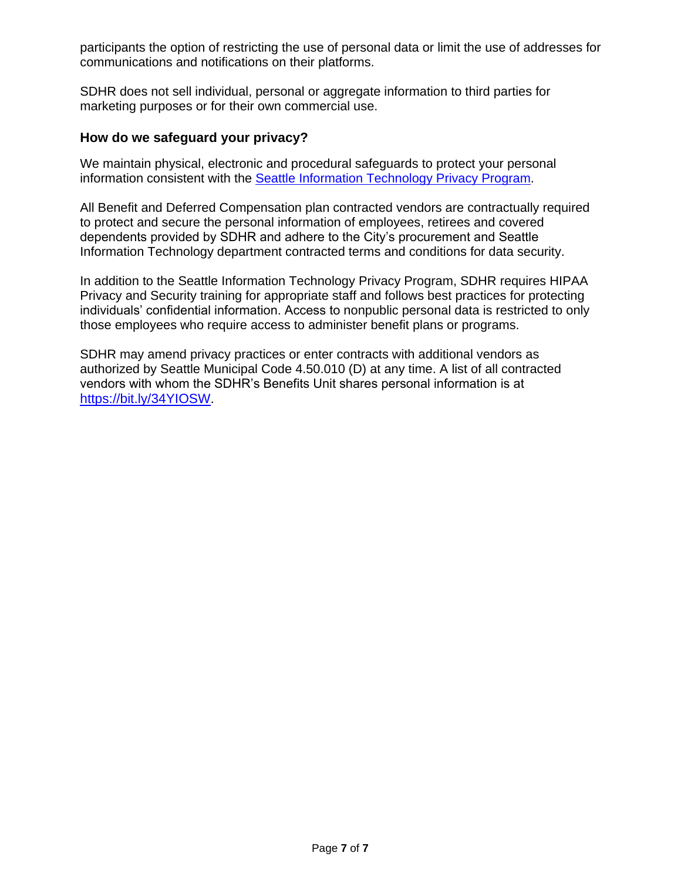participants the option of restricting the use of personal data or limit the use of addresses for communications and notifications on their platforms.

SDHR does not sell individual, personal or aggregate information to third parties for marketing purposes or for their own commercial use.

### How do we safeguard your privacy?

We maintain physical, electronic and procedural safeguards to protect your personal information consistent with the [Seattle Information Technology Privacy Program](#).

All Benefit and Deferred Compensation plan contracted vendors are contractually required to protect and secure the personal information of employees, retirees and covered dependents provided by SDHR and adhere to the City's procurement and Seattle Information Technology department contracted terms and conditions for data security.

In addition to the Seattle Information Technology Privacy Program, SDHR requires HIPAA Privacy and Security training for appropriate staff and follows best practices for protecting individuals' confidential information. Access to nonpublic personal data is restricted to only those employees who require access to administer benefit plans or programs.

SDHR may amend privacy practices or enter contracts with additional vendors as authorized by Seattle Municipal Code 4.50.010 (D) at any time. A list of all contracted vendors with whom the SDHR's Benefits Unit shares personal information is at [https://bit.ly/34YIOSW](https://bit.ly/34YIOSW).